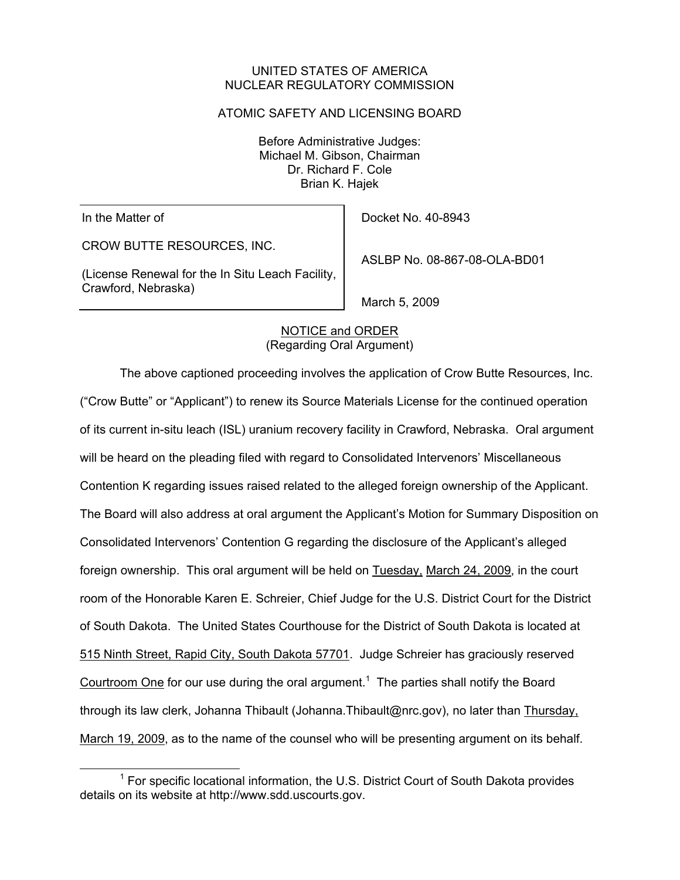UNITED STATES OF AMERICA
NUCLEAR REGULATORY COMMISSION

ATOMIC SAFETY AND LICENSING BOARD

Before Administrative Judges:
Michael M. Gibson, Chairman
Dr. Richard F. Cole
Brian K. Hajek

| | |
|---|---|
| In the Matter of | Docket No. 40-8943 |
| CROW BUTTE RESOURCES, INC. | ASLBP No. 08-867-08-OLA-BD01 |
| (License Renewal for the In Situ Leach Facility, Crawford, Nebraska) | March 5, 2009 |

NOTICE and ORDER
(Regarding Oral Argument)

The above captioned proceeding involves the application of Crow Butte Resources, Inc. ("Crow Butte" or "Applicant") to renew its Source Materials License for the continued operation of its current in-situ leach (ISL) uranium recovery facility in Crawford, Nebraska. Oral argument will be heard on the pleading filed with regard to Consolidated Intervenors' Miscellaneous Contention K regarding issues raised related to the alleged foreign ownership of the Applicant. The Board will also address at oral argument the Applicant's Motion for Summary Disposition on Consolidated Intervenors' Contention G regarding the disclosure of the Applicant's alleged foreign ownership. This oral argument will be held on Tuesday, March 24, 2009, in the court room of the Honorable Karen E. Schreier, Chief Judge for the U.S. District Court for the District of South Dakota. The United States Courthouse for the District of South Dakota is located at 515 Ninth Street, Rapid City, South Dakota 57701. Judge Schreier has graciously reserved Courtroom One for our use during the oral argument.[1] The parties shall notify the Board through its law clerk, Johanna Thibault (Johanna.Thibault@nrc.gov), no later than Thursday, March 19, 2009, as to the name of the counsel who will be presenting argument on its behalf.

[1] For specific locational information, the U.S. District Court of South Dakota provides details on its website at http://www.sdd.uscourts.gov.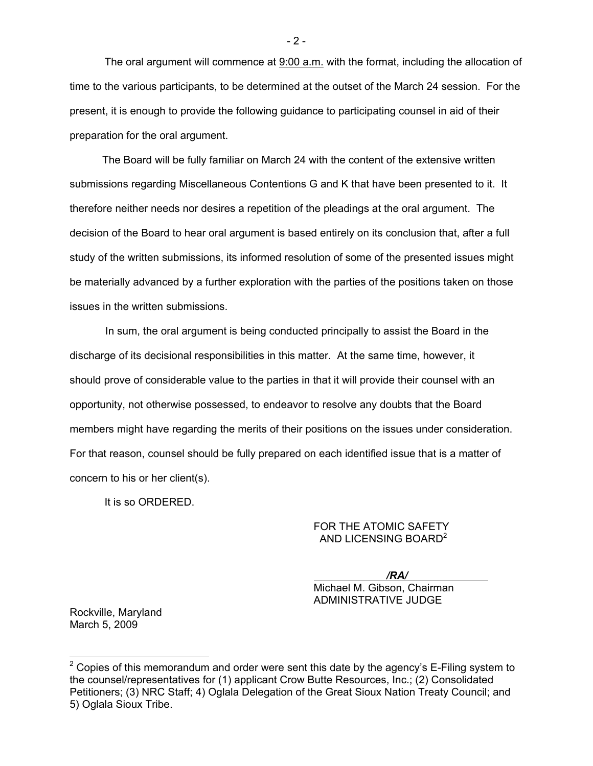The oral argument will commence at 9:00 a.m. with the format, including the allocation of time to the various participants, to be determined at the outset of the March 24 session. For the present, it is enough to provide the following guidance to participating counsel in aid of their preparation for the oral argument.

The Board will be fully familiar on March 24 with the content of the extensive written submissions regarding Miscellaneous Contentions G and K that have been presented to it. It therefore neither needs nor desires a repetition of the pleadings at the oral argument. The decision of the Board to hear oral argument is based entirely on its conclusion that, after a full study of the written submissions, its informed resolution of some of the presented issues might be materially advanced by a further exploration with the parties of the positions taken on those issues in the written submissions.

In sum, the oral argument is being conducted principally to assist the Board in the discharge of its decisional responsibilities in this matter. At the same time, however, it should prove of considerable value to the parties in that it will provide their counsel with an opportunity, not otherwise possessed, to endeavor to resolve any doubts that the Board members might have regarding the merits of their positions on the issues under consideration. For that reason, counsel should be fully prepared on each identified issue that is a matter of concern to his or her client(s).

It is so ORDERED.

FOR THE ATOMIC SAFETY AND LICENSING BOARD[2]

*/RA/*

Michael M. Gibson, Chairman
ADMINISTRATIVE JUDGE

Rockville, Maryland
March 5, 2009

---

[2] Copies of this memorandum and order were sent this date by the agency's E-Filing system to the counsel/representatives for (1) applicant Crow Butte Resources, Inc.; (2) Consolidated Petitioners; (3) NRC Staff; 4) Oglala Delegation of the Great Sioux Nation Treaty Council; and 5) Oglala Sioux Tribe.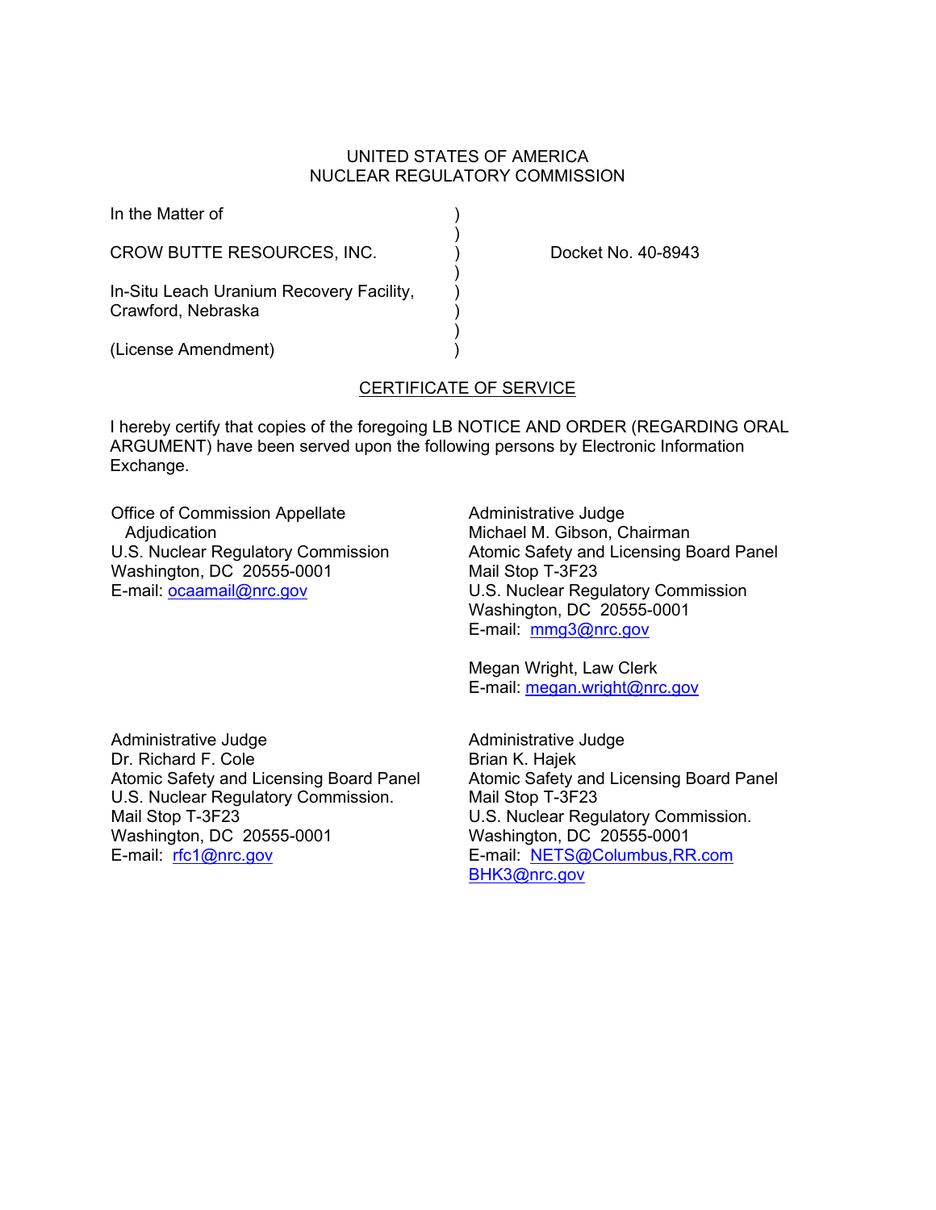UNITED STATES OF AMERICA
NUCLEAR REGULATORY COMMISSION

In the Matter of )
)
CROW BUTTE RESOURCES, INC. ) Docket No. 40-8943
)
In-Situ Leach Uranium Recovery Facility, )
Crawford, Nebraska )
)
(License Amendment) )

## CERTIFICATE OF SERVICE

I hereby certify that copies of the foregoing LB NOTICE AND ORDER (REGARDING ORAL ARGUMENT) have been served upon the following persons by Electronic Information Exchange.

Office of Commission Appellate Adjudication
U.S. Nuclear Regulatory Commission
Washington, DC 20555-0001
E-mail: ocaamail@nrc.gov

Administrative Judge
Michael M. Gibson, Chairman
Atomic Safety and Licensing Board Panel
Mail Stop T-3F23
U.S. Nuclear Regulatory Commission
Washington, DC 20555-0001
E-mail: mmg3@nrc.gov

Megan Wright, Law Clerk
E-mail: megan.wright@nrc.gov

Administrative Judge
Dr. Richard F. Cole
Atomic Safety and Licensing Board Panel
U.S. Nuclear Regulatory Commission.
Mail Stop T-3F23
Washington, DC 20555-0001
E-mail: rfc1@nrc.gov

Administrative Judge
Brian K. Hajek
Atomic Safety and Licensing Board Panel
Mail Stop T-3F23
U.S. Nuclear Regulatory Commission.
Washington, DC 20555-0001
E-mail: NETS@Columbus,RR.com
BHK3@nrc.gov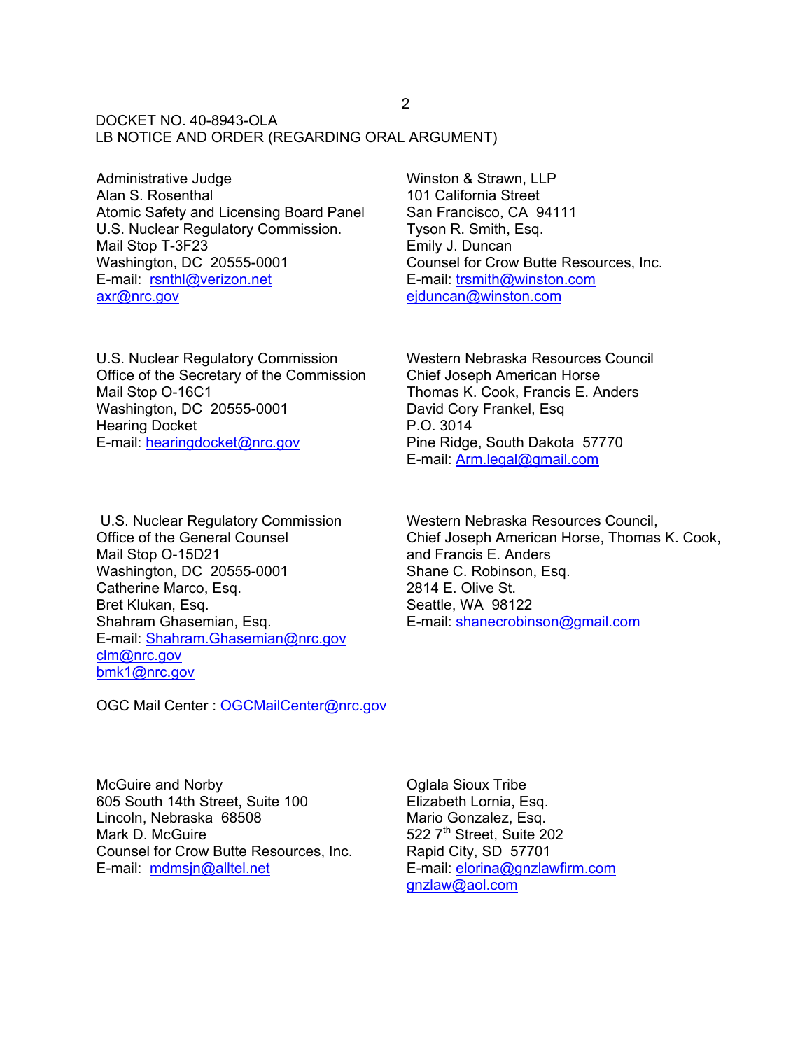DOCKET NO. 40-8943-OLA
LB NOTICE AND ORDER (REGARDING ORAL ARGUMENT)

Administrative Judge
Alan S. Rosenthal
Atomic Safety and Licensing Board Panel
U.S. Nuclear Regulatory Commission.
Mail Stop T-3F23
Washington, DC 20555-0001
E-mail: rsnthl@verizon.net
axr@nrc.gov

Winston & Strawn, LLP
101 California Street
San Francisco, CA 94111
Tyson R. Smith, Esq.
Emily J. Duncan
Counsel for Crow Butte Resources, Inc.
E-mail: trsmith@winston.com
ejduncan@winston.com

U.S. Nuclear Regulatory Commission
Office of the Secretary of the Commission
Mail Stop O-16C1
Washington, DC 20555-0001
Hearing Docket
E-mail: hearingdocket@nrc.gov

Western Nebraska Resources Council
Chief Joseph American Horse
Thomas K. Cook, Francis E. Anders
David Cory Frankel, Esq
P.O. 3014
Pine Ridge, South Dakota 57770
E-mail: Arm.legal@gmail.com

U.S. Nuclear Regulatory Commission
Office of the General Counsel
Mail Stop O-15D21
Washington, DC 20555-0001
Catherine Marco, Esq.
Bret Klukan, Esq.
Shahram Ghasemian, Esq.
E-mail: Shahram.Ghasemian@nrc.gov
clm@nrc.gov
bmk1@nrc.gov

OGC Mail Center : OGCMailCenter@nrc.gov

Western Nebraska Resources Council,
Chief Joseph American Horse, Thomas K. Cook,
and Francis E. Anders
Shane C. Robinson, Esq.
2814 E. Olive St.
Seattle, WA 98122
E-mail: shanecrobinson@gmail.com

McGuire and Norby
605 South 14th Street, Suite 100
Lincoln, Nebraska 68508
Mark D. McGuire
Counsel for Crow Butte Resources, Inc.
E-mail: mdmsjn@alltel.net

Oglala Sioux Tribe
Elizabeth Lornia, Esq.
Mario Gonzalez, Esq.
522 7th Street, Suite 202
Rapid City, SD 57701
E-mail: elorina@gnzlawfirm.com
gnzlaw@aol.com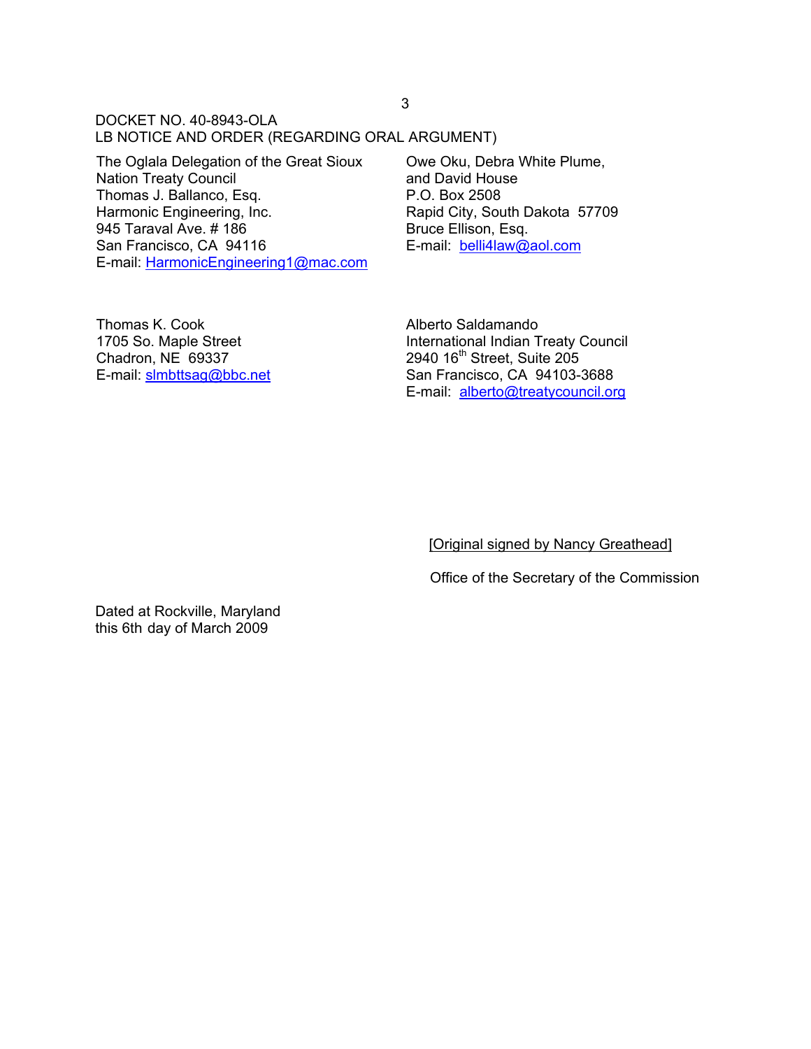DOCKET NO. 40-8943-OLA
LB NOTICE AND ORDER (REGARDING ORAL ARGUMENT)

The Oglala Delegation of the Great Sioux Nation Treaty Council
Thomas J. Ballanco, Esq.
Harmonic Engineering, Inc.
945 Taraval Ave. # 186
San Francisco, CA 94116
E-mail: HarmonicEngineering1@mac.com

Owe Oku, Debra White Plume, and David House
P.O. Box 2508
Rapid City, South Dakota 57709
Bruce Ellison, Esq.
E-mail: belli4law@aol.com

Thomas K. Cook
1705 So. Maple Street
Chadron, NE 69337
E-mail: slmbttsag@bbc.net

Alberto Saldamando
International Indian Treaty Council
2940 16th Street, Suite 205
San Francisco, CA 94103-3688
E-mail: alberto@treatycouncil.org

[Original signed by Nancy Greathead]

Office of the Secretary of the Commission

Dated at Rockville, Maryland
this 6th day of March 2009